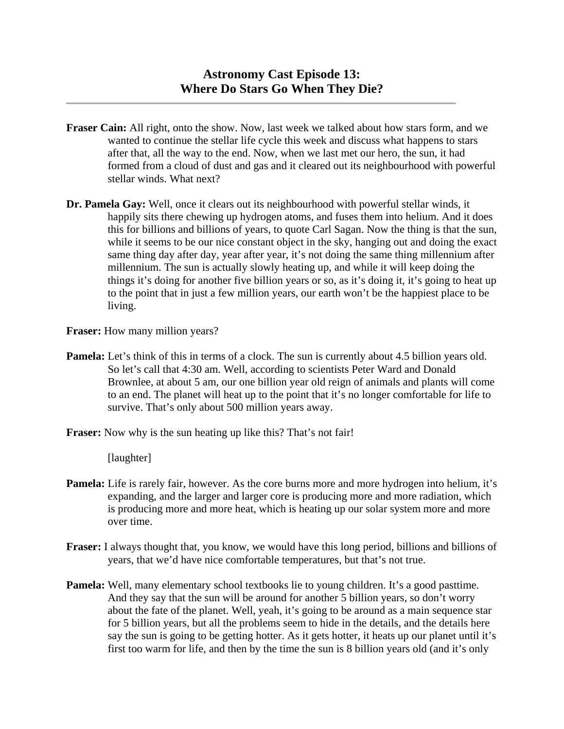# Astronomy Cast Episode 13: Where Do Stars Go When They Die?

---

**Fraser Cain:** All right, onto the show. Now, last week we talked about how stars form, and we wanted to continue the stellar life cycle this week and discuss what happens to stars after that, all the way to the end. Now, when we last met our hero, the sun, it had formed from a cloud of dust and gas and it cleared out its neighbourhood with powerful stellar winds. What next?

**Dr. Pamela Gay:** Well, once it clears out its neighbourhood with powerful stellar winds, it happily sits there chewing up hydrogen atoms, and fuses them into helium. And it does this for billions and billions of years, to quote Carl Sagan. Now the thing is that the sun, while it seems to be our nice constant object in the sky, hanging out and doing the exact same thing day after day, year after year, it's not doing the same thing millennium after millennium. The sun is actually slowly heating up, and while it will keep doing the things it's doing for another five billion years or so, as it's doing it, it's going to heat up to the point that in just a few million years, our earth won't be the happiest place to be living.

**Fraser:** How many million years?

**Pamela:** Let's think of this in terms of a clock. The sun is currently about 4.5 billion years old. So let's call that 4:30 am. Well, according to scientists Peter Ward and Donald Brownlee, at about 5 am, our one billion year old reign of animals and plants will come to an end. The planet will heat up to the point that it's no longer comfortable for life to survive. That's only about 500 million years away.

**Fraser:** Now why is the sun heating up like this? That's not fair!

[laughter]

**Pamela:** Life is rarely fair, however. As the core burns more and more hydrogen into helium, it's expanding, and the larger and larger core is producing more and more radiation, which is producing more and more heat, which is heating up our solar system more and more over time.

**Fraser:** I always thought that, you know, we would have this long period, billions and billions of years, that we'd have nice comfortable temperatures, but that's not true.

**Pamela:** Well, many elementary school textbooks lie to young children. It's a good pasttime. And they say that the sun will be around for another 5 billion years, so don't worry about the fate of the planet. Well, yeah, it's going to be around as a main sequence star for 5 billion years, but all the problems seem to hide in the details, and the details here say the sun is going to be getting hotter. As it gets hotter, it heats up our planet until it's first too warm for life, and then by the time the sun is 8 billion years old (and it's only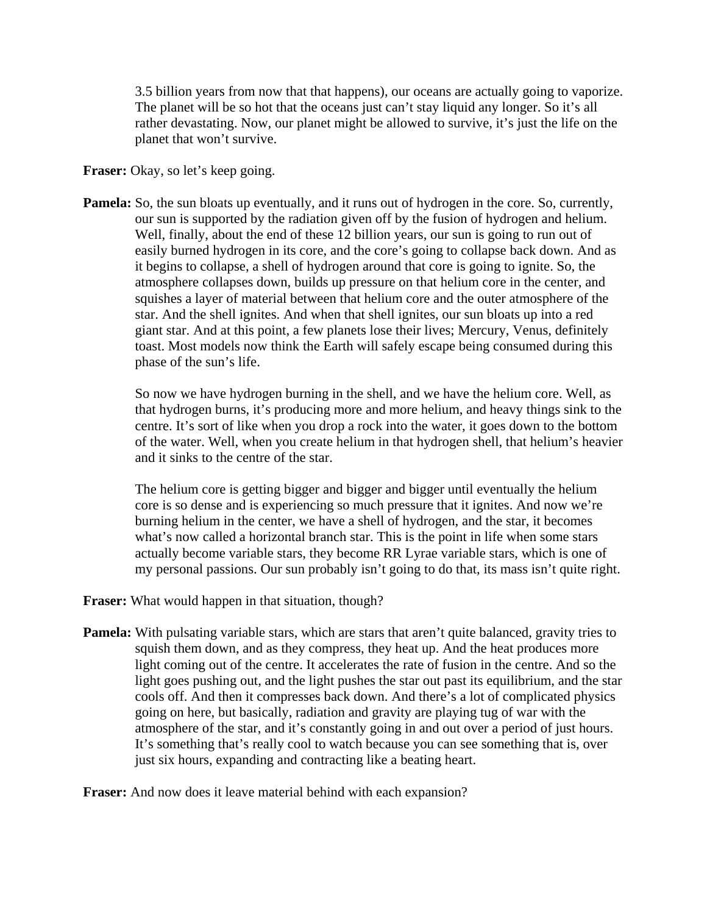3.5 billion years from now that that happens), our oceans are actually going to vaporize. The planet will be so hot that the oceans just can't stay liquid any longer. So it's all rather devastating. Now, our planet might be allowed to survive, it's just the life on the planet that won't survive.

**Fraser:** Okay, so let's keep going.

**Pamela:** So, the sun bloats up eventually, and it runs out of hydrogen in the core. So, currently, our sun is supported by the radiation given off by the fusion of hydrogen and helium. Well, finally, about the end of these 12 billion years, our sun is going to run out of easily burned hydrogen in its core, and the core's going to collapse back down. And as it begins to collapse, a shell of hydrogen around that core is going to ignite. So, the atmosphere collapses down, builds up pressure on that helium core in the center, and squishes a layer of material between that helium core and the outer atmosphere of the star. And the shell ignites. And when that shell ignites, our sun bloats up into a red giant star. And at this point, a few planets lose their lives; Mercury, Venus, definitely toast. Most models now think the Earth will safely escape being consumed during this phase of the sun's life.

So now we have hydrogen burning in the shell, and we have the helium core. Well, as that hydrogen burns, it's producing more and more helium, and heavy things sink to the centre. It's sort of like when you drop a rock into the water, it goes down to the bottom of the water. Well, when you create helium in that hydrogen shell, that helium's heavier and it sinks to the centre of the star.

The helium core is getting bigger and bigger and bigger until eventually the helium core is so dense and is experiencing so much pressure that it ignites. And now we're burning helium in the center, we have a shell of hydrogen, and the star, it becomes what's now called a horizontal branch star. This is the point in life when some stars actually become variable stars, they become RR Lyrae variable stars, which is one of my personal passions. Our sun probably isn't going to do that, its mass isn't quite right.

**Fraser:** What would happen in that situation, though?

**Pamela:** With pulsating variable stars, which are stars that aren't quite balanced, gravity tries to squish them down, and as they compress, they heat up. And the heat produces more light coming out of the centre. It accelerates the rate of fusion in the centre. And so the light goes pushing out, and the light pushes the star out past its equilibrium, and the star cools off. And then it compresses back down. And there's a lot of complicated physics going on here, but basically, radiation and gravity are playing tug of war with the atmosphere of the star, and it's constantly going in and out over a period of just hours. It's something that's really cool to watch because you can see something that is, over just six hours, expanding and contracting like a beating heart.

**Fraser:** And now does it leave material behind with each expansion?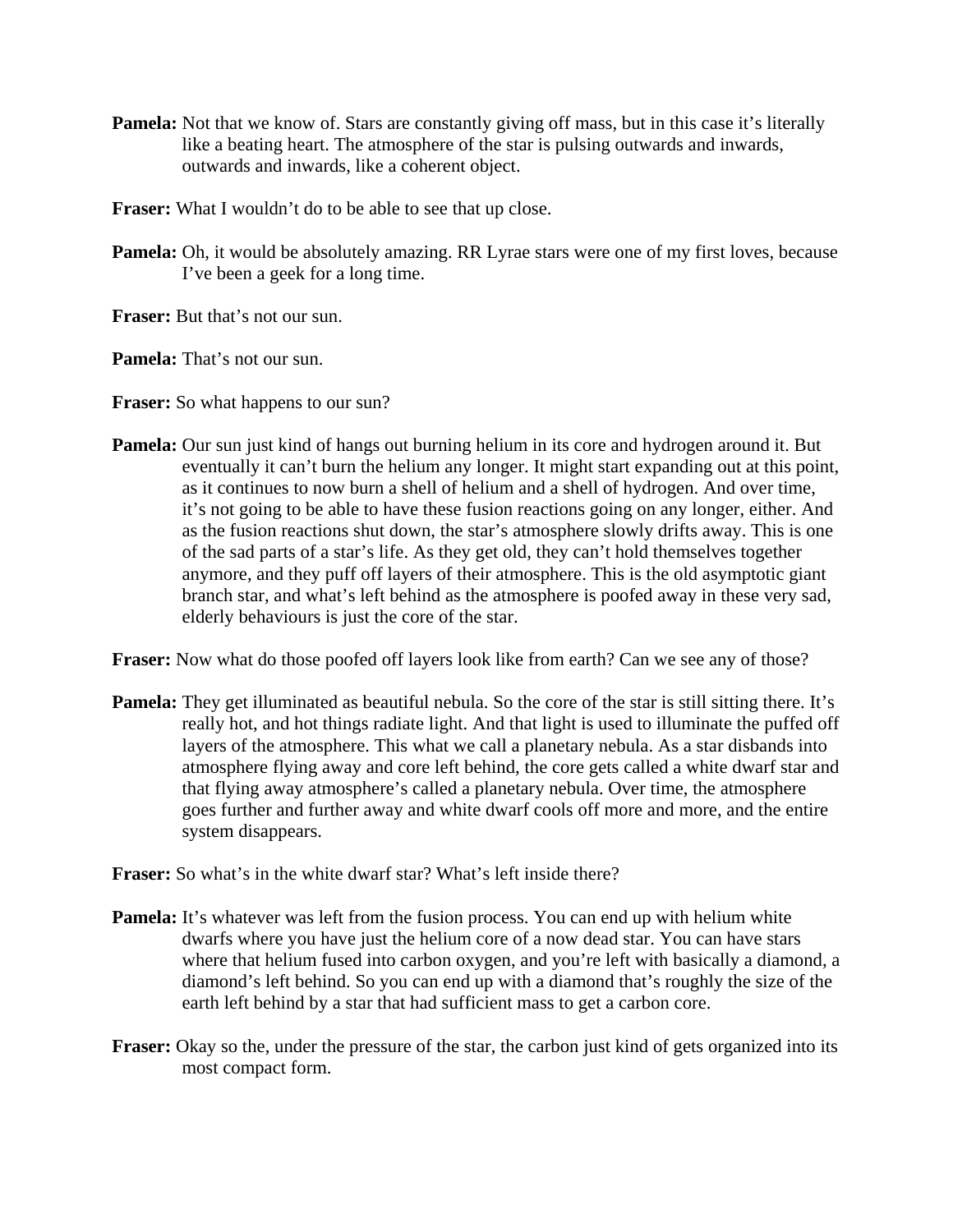**Pamela:** Not that we know of. Stars are constantly giving off mass, but in this case it's literally like a beating heart. The atmosphere of the star is pulsing outwards and inwards, outwards and inwards, like a coherent object.

**Fraser:** What I wouldn't do to be able to see that up close.

**Pamela:** Oh, it would be absolutely amazing. RR Lyrae stars were one of my first loves, because I've been a geek for a long time.

**Fraser:** But that's not our sun.

**Pamela:** That's not our sun.

**Fraser:** So what happens to our sun?

**Pamela:** Our sun just kind of hangs out burning helium in its core and hydrogen around it. But eventually it can't burn the helium any longer. It might start expanding out at this point, as it continues to now burn a shell of helium and a shell of hydrogen. And over time, it's not going to be able to have these fusion reactions going on any longer, either. And as the fusion reactions shut down, the star's atmosphere slowly drifts away. This is one of the sad parts of a star's life. As they get old, they can't hold themselves together anymore, and they puff off layers of their atmosphere. This is the old asymptotic giant branch star, and what's left behind as the atmosphere is poofed away in these very sad, elderly behaviours is just the core of the star.

**Fraser:** Now what do those poofed off layers look like from earth? Can we see any of those?

**Pamela:** They get illuminated as beautiful nebula. So the core of the star is still sitting there. It's really hot, and hot things radiate light. And that light is used to illuminate the puffed off layers of the atmosphere. This what we call a planetary nebula. As a star disbands into atmosphere flying away and core left behind, the core gets called a white dwarf star and that flying away atmosphere's called a planetary nebula. Over time, the atmosphere goes further and further away and white dwarf cools off more and more, and the entire system disappears.

**Fraser:** So what's in the white dwarf star? What's left inside there?

**Pamela:** It's whatever was left from the fusion process. You can end up with helium white dwarfs where you have just the helium core of a now dead star. You can have stars where that helium fused into carbon oxygen, and you're left with basically a diamond, a diamond's left behind. So you can end up with a diamond that's roughly the size of the earth left behind by a star that had sufficient mass to get a carbon core.

**Fraser:** Okay so the, under the pressure of the star, the carbon just kind of gets organized into its most compact form.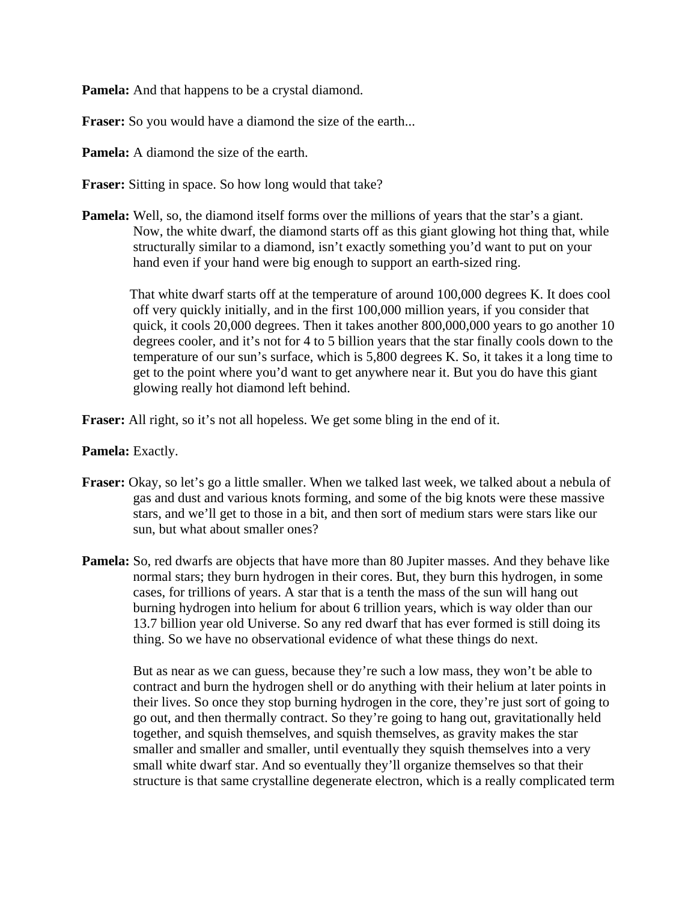**Pamela:** And that happens to be a crystal diamond.

**Fraser:** So you would have a diamond the size of the earth...

**Pamela:** A diamond the size of the earth.

**Fraser:** Sitting in space. So how long would that take?

**Pamela:** Well, so, the diamond itself forms over the millions of years that the star's a giant. Now, the white dwarf, the diamond starts off as this giant glowing hot thing that, while structurally similar to a diamond, isn't exactly something you'd want to put on your hand even if your hand were big enough to support an earth-sized ring.

That white dwarf starts off at the temperature of around 100,000 degrees K. It does cool off very quickly initially, and in the first 100,000 million years, if you consider that quick, it cools 20,000 degrees. Then it takes another 800,000,000 years to go another 10 degrees cooler, and it's not for 4 to 5 billion years that the star finally cools down to the temperature of our sun's surface, which is 5,800 degrees K. So, it takes it a long time to get to the point where you'd want to get anywhere near it. But you do have this giant glowing really hot diamond left behind.

**Fraser:** All right, so it's not all hopeless. We get some bling in the end of it.

**Pamela:** Exactly.

**Fraser:** Okay, so let's go a little smaller. When we talked last week, we talked about a nebula of gas and dust and various knots forming, and some of the big knots were these massive stars, and we'll get to those in a bit, and then sort of medium stars were stars like our sun, but what about smaller ones?

**Pamela:** So, red dwarfs are objects that have more than 80 Jupiter masses. And they behave like normal stars; they burn hydrogen in their cores. But, they burn this hydrogen, in some cases, for trillions of years. A star that is a tenth the mass of the sun will hang out burning hydrogen into helium for about 6 trillion years, which is way older than our 13.7 billion year old Universe. So any red dwarf that has ever formed is still doing its thing. So we have no observational evidence of what these things do next.

But as near as we can guess, because they're such a low mass, they won't be able to contract and burn the hydrogen shell or do anything with their helium at later points in their lives. So once they stop burning hydrogen in the core, they're just sort of going to go out, and then thermally contract. So they're going to hang out, gravitationally held together, and squish themselves, and squish themselves, as gravity makes the star smaller and smaller and smaller, until eventually they squish themselves into a very small white dwarf star. And so eventually they'll organize themselves so that their structure is that same crystalline degenerate electron, which is a really complicated term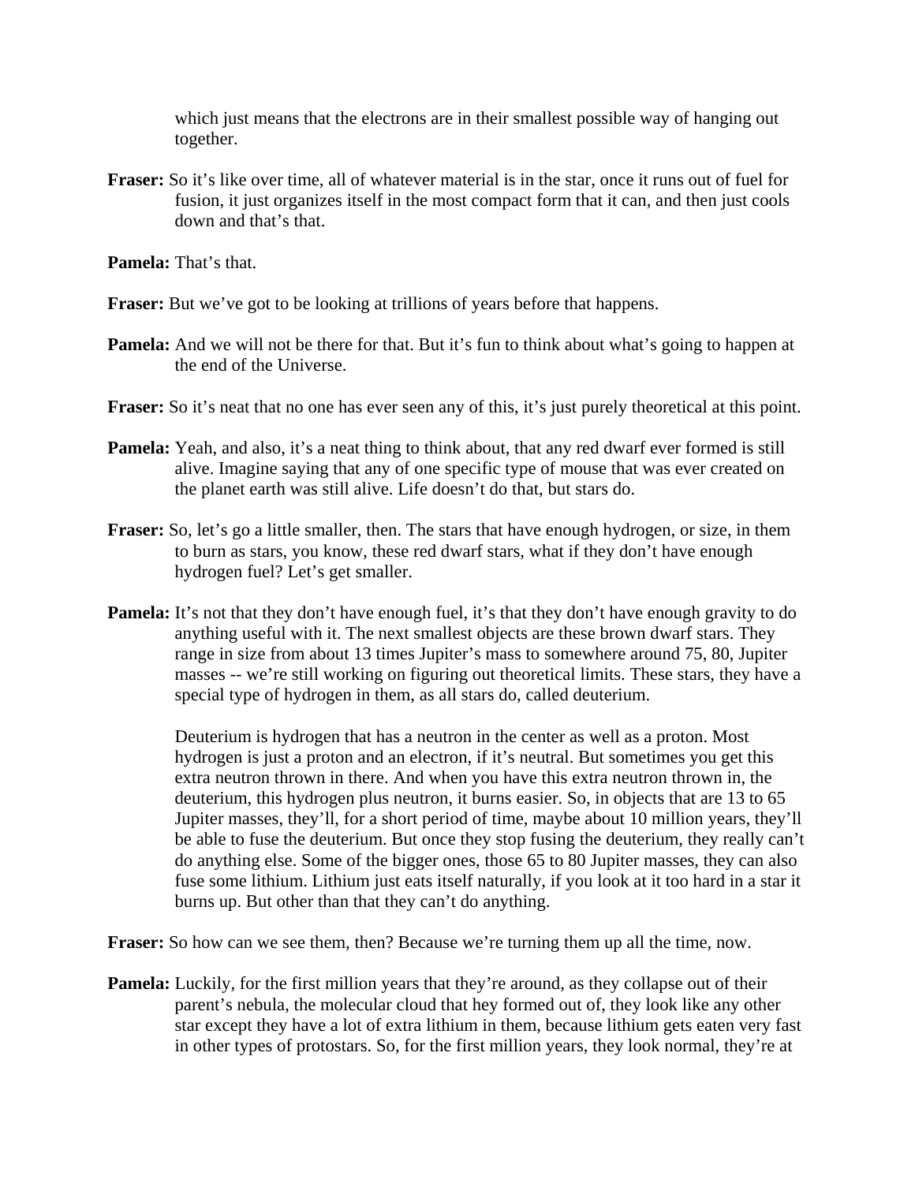which just means that the electrons are in their smallest possible way of hanging out together.

**Fraser:** So it's like over time, all of whatever material is in the star, once it runs out of fuel for fusion, it just organizes itself in the most compact form that it can, and then just cools down and that's that.

**Pamela:** That's that.

**Fraser:** But we've got to be looking at trillions of years before that happens.

**Pamela:** And we will not be there for that. But it's fun to think about what's going to happen at the end of the Universe.

**Fraser:** So it's neat that no one has ever seen any of this, it's just purely theoretical at this point.

**Pamela:** Yeah, and also, it's a neat thing to think about, that any red dwarf ever formed is still alive. Imagine saying that any of one specific type of mouse that was ever created on the planet earth was still alive. Life doesn't do that, but stars do.

**Fraser:** So, let's go a little smaller, then. The stars that have enough hydrogen, or size, in them to burn as stars, you know, these red dwarf stars, what if they don't have enough hydrogen fuel? Let's get smaller.

**Pamela:** It's not that they don't have enough fuel, it's that they don't have enough gravity to do anything useful with it. The next smallest objects are these brown dwarf stars. They range in size from about 13 times Jupiter's mass to somewhere around 75, 80, Jupiter masses -- we're still working on figuring out theoretical limits. These stars, they have a special type of hydrogen in them, as all stars do, called deuterium.

Deuterium is hydrogen that has a neutron in the center as well as a proton. Most hydrogen is just a proton and an electron, if it's neutral. But sometimes you get this extra neutron thrown in there. And when you have this extra neutron thrown in, the deuterium, this hydrogen plus neutron, it burns easier. So, in objects that are 13 to 65 Jupiter masses, they'll, for a short period of time, maybe about 10 million years, they'll be able to fuse the deuterium. But once they stop fusing the deuterium, they really can't do anything else. Some of the bigger ones, those 65 to 80 Jupiter masses, they can also fuse some lithium. Lithium just eats itself naturally, if you look at it too hard in a star it burns up. But other than that they can't do anything.

**Fraser:** So how can we see them, then? Because we're turning them up all the time, now.

**Pamela:** Luckily, for the first million years that they're around, as they collapse out of their parent's nebula, the molecular cloud that hey formed out of, they look like any other star except they have a lot of extra lithium in them, because lithium gets eaten very fast in other types of protostars. So, for the first million years, they look normal, they're at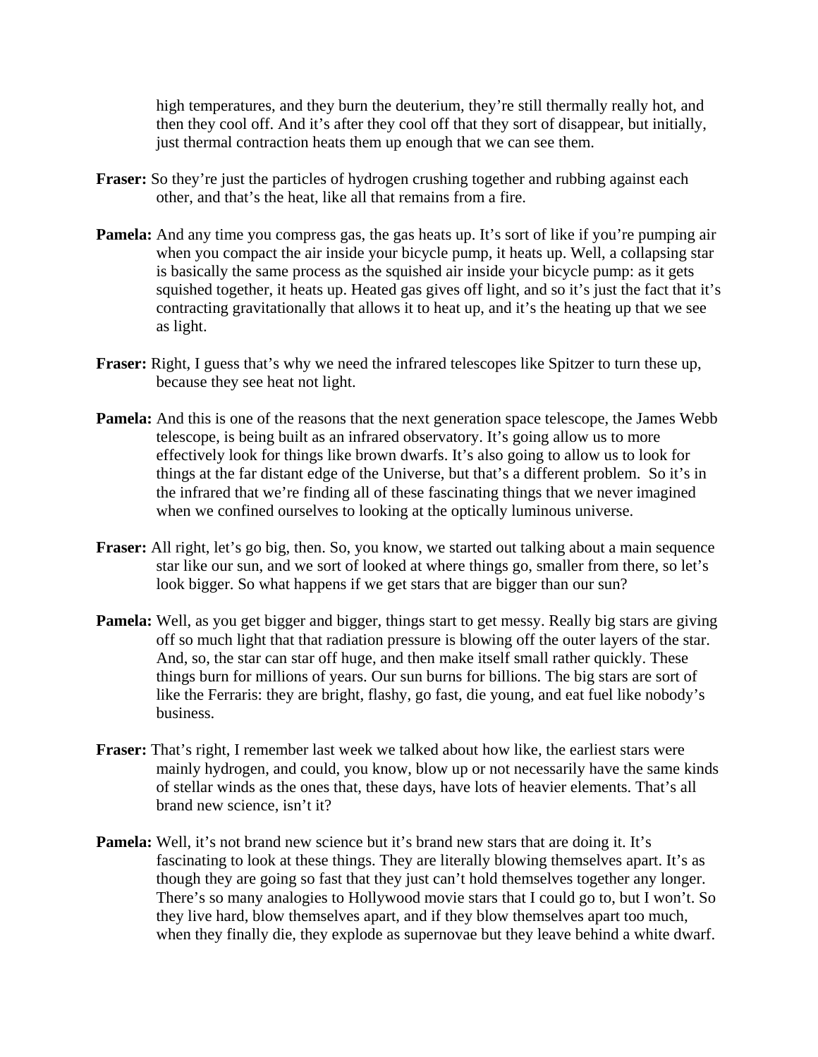high temperatures, and they burn the deuterium, they're still thermally really hot, and then they cool off. And it's after they cool off that they sort of disappear, but initially, just thermal contraction heats them up enough that we can see them.

**Fraser:** So they're just the particles of hydrogen crushing together and rubbing against each other, and that's the heat, like all that remains from a fire.

**Pamela:** And any time you compress gas, the gas heats up. It's sort of like if you're pumping air when you compact the air inside your bicycle pump, it heats up. Well, a collapsing star is basically the same process as the squished air inside your bicycle pump: as it gets squished together, it heats up. Heated gas gives off light, and so it's just the fact that it's contracting gravitationally that allows it to heat up, and it's the heating up that we see as light.

**Fraser:** Right, I guess that's why we need the infrared telescopes like Spitzer to turn these up, because they see heat not light.

**Pamela:** And this is one of the reasons that the next generation space telescope, the James Webb telescope, is being built as an infrared observatory. It's going allow us to more effectively look for things like brown dwarfs. It's also going to allow us to look for things at the far distant edge of the Universe, but that's a different problem. So it's in the infrared that we're finding all of these fascinating things that we never imagined when we confined ourselves to looking at the optically luminous universe.

**Fraser:** All right, let's go big, then. So, you know, we started out talking about a main sequence star like our sun, and we sort of looked at where things go, smaller from there, so let's look bigger. So what happens if we get stars that are bigger than our sun?

**Pamela:** Well, as you get bigger and bigger, things start to get messy. Really big stars are giving off so much light that that radiation pressure is blowing off the outer layers of the star. And, so, the star can star off huge, and then make itself small rather quickly. These things burn for millions of years. Our sun burns for billions. The big stars are sort of like the Ferraris: they are bright, flashy, go fast, die young, and eat fuel like nobody's business.

**Fraser:** That's right, I remember last week we talked about how like, the earliest stars were mainly hydrogen, and could, you know, blow up or not necessarily have the same kinds of stellar winds as the ones that, these days, have lots of heavier elements. That's all brand new science, isn't it?

**Pamela:** Well, it's not brand new science but it's brand new stars that are doing it. It's fascinating to look at these things. They are literally blowing themselves apart. It's as though they are going so fast that they just can't hold themselves together any longer. There's so many analogies to Hollywood movie stars that I could go to, but I won't. So they live hard, blow themselves apart, and if they blow themselves apart too much, when they finally die, they explode as supernovae but they leave behind a white dwarf.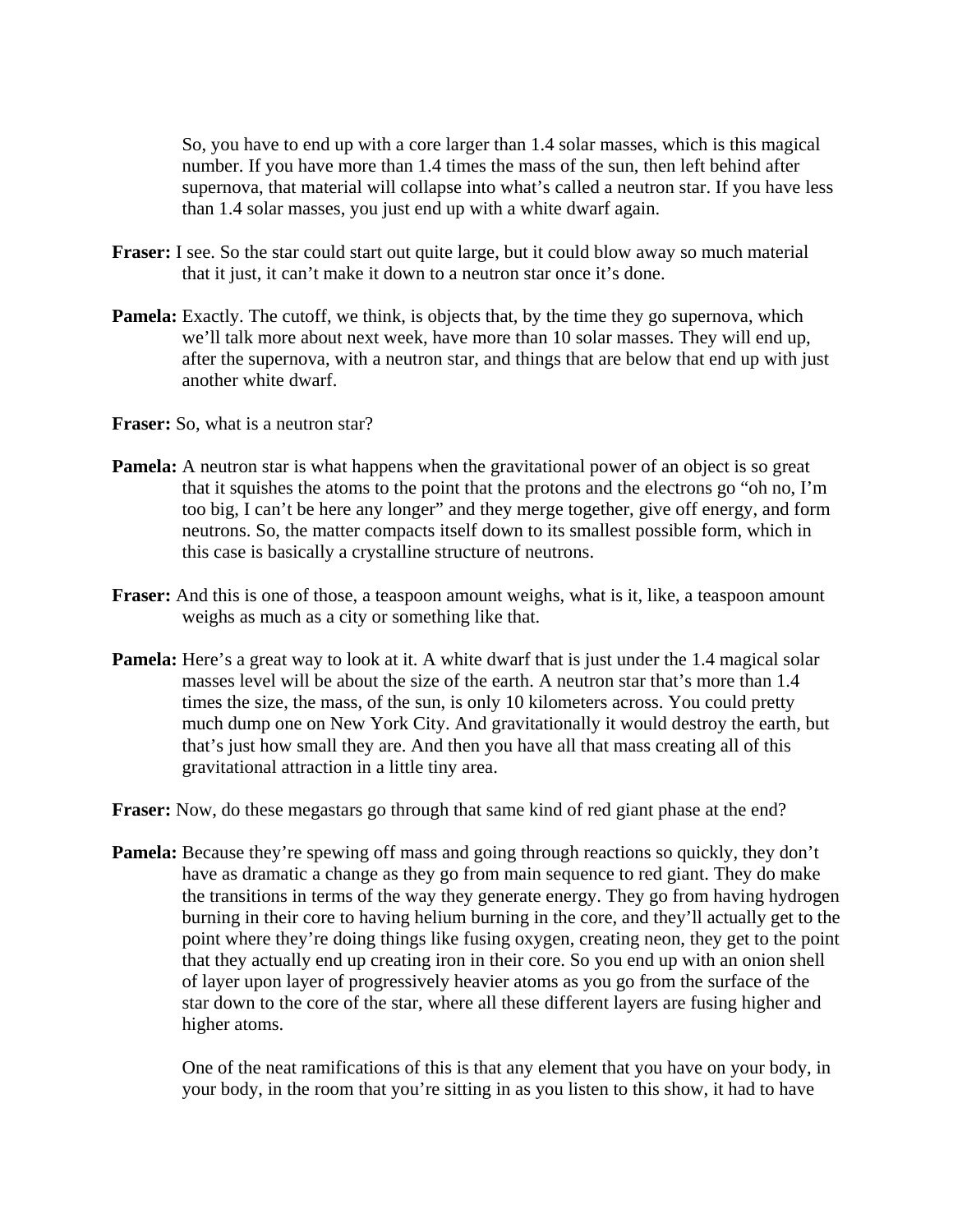So, you have to end up with a core larger than 1.4 solar masses, which is this magical number. If you have more than 1.4 times the mass of the sun, then left behind after supernova, that material will collapse into what's called a neutron star. If you have less than 1.4 solar masses, you just end up with a white dwarf again.

**Fraser:** I see. So the star could start out quite large, but it could blow away so much material that it just, it can't make it down to a neutron star once it's done.

**Pamela:** Exactly. The cutoff, we think, is objects that, by the time they go supernova, which we'll talk more about next week, have more than 10 solar masses. They will end up, after the supernova, with a neutron star, and things that are below that end up with just another white dwarf.

**Fraser:** So, what is a neutron star?

**Pamela:** A neutron star is what happens when the gravitational power of an object is so great that it squishes the atoms to the point that the protons and the electrons go "oh no, I'm too big, I can't be here any longer" and they merge together, give off energy, and form neutrons. So, the matter compacts itself down to its smallest possible form, which in this case is basically a crystalline structure of neutrons.

**Fraser:** And this is one of those, a teaspoon amount weighs, what is it, like, a teaspoon amount weighs as much as a city or something like that.

**Pamela:** Here's a great way to look at it. A white dwarf that is just under the 1.4 magical solar masses level will be about the size of the earth. A neutron star that's more than 1.4 times the size, the mass, of the sun, is only 10 kilometers across. You could pretty much dump one on New York City. And gravitationally it would destroy the earth, but that's just how small they are. And then you have all that mass creating all of this gravitational attraction in a little tiny area.

**Fraser:** Now, do these megastars go through that same kind of red giant phase at the end?

**Pamela:** Because they're spewing off mass and going through reactions so quickly, they don't have as dramatic a change as they go from main sequence to red giant. They do make the transitions in terms of the way they generate energy. They go from having hydrogen burning in their core to having helium burning in the core, and they'll actually get to the point where they're doing things like fusing oxygen, creating neon, they get to the point that they actually end up creating iron in their core. So you end up with an onion shell of layer upon layer of progressively heavier atoms as you go from the surface of the star down to the core of the star, where all these different layers are fusing higher and higher atoms.

One of the neat ramifications of this is that any element that you have on your body, in your body, in the room that you're sitting in as you listen to this show, it had to have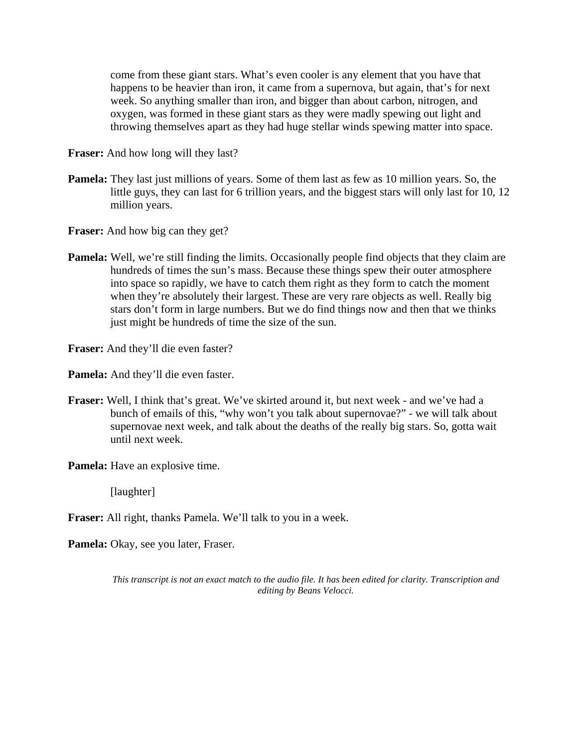come from these giant stars. What's even cooler is any element that you have that happens to be heavier than iron, it came from a supernova, but again, that's for next week. So anything smaller than iron, and bigger than about carbon, nitrogen, and oxygen, was formed in these giant stars as they were madly spewing out light and throwing themselves apart as they had huge stellar winds spewing matter into space.

**Fraser:** And how long will they last?

**Pamela:** They last just millions of years. Some of them last as few as 10 million years. So, the little guys, they can last for 6 trillion years, and the biggest stars will only last for 10, 12 million years.

**Fraser:** And how big can they get?

**Pamela:** Well, we're still finding the limits. Occasionally people find objects that they claim are hundreds of times the sun's mass. Because these things spew their outer atmosphere into space so rapidly, we have to catch them right as they form to catch the moment when they're absolutely their largest. These are very rare objects as well. Really big stars don't form in large numbers. But we do find things now and then that we thinks just might be hundreds of time the size of the sun.

**Fraser:** And they'll die even faster?

**Pamela:** And they'll die even faster.

**Fraser:** Well, I think that's great. We've skirted around it, but next week - and we've had a bunch of emails of this, "why won't you talk about supernovae?" - we will talk about supernovae next week, and talk about the deaths of the really big stars. So, gotta wait until next week.

**Pamela:** Have an explosive time.

[laughter]

**Fraser:** All right, thanks Pamela. We'll talk to you in a week.

**Pamela:** Okay, see you later, Fraser.

*This transcript is not an exact match to the audio file. It has been edited for clarity. Transcription and editing by Beans Velocci.*